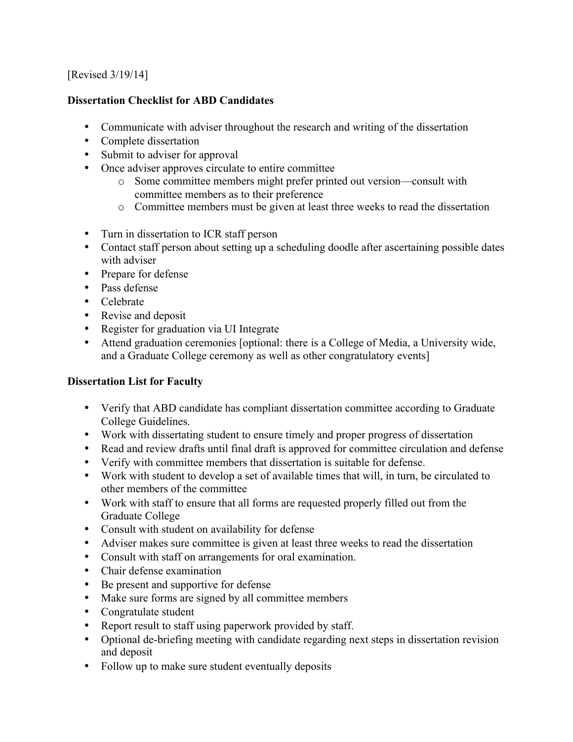[Revised 3/19/14]

**Dissertation Checklist for ABD Candidates**

- Communicate with adviser throughout the research and writing of the dissertation
- Complete dissertation
- Submit to adviser for approval
- Once adviser approves circulate to entire committee
    - Some committee members might prefer printed out version—consult with committee members as to their preference
    - Committee members must be given at least three weeks to read the dissertation

- Turn in dissertation to ICR staff person
- Contact staff person about setting up a scheduling doodle after ascertaining possible dates with adviser
- Prepare for defense
- Pass defense
- Celebrate
- Revise and deposit
- Register for graduation via UI Integrate
- Attend graduation ceremonies [optional: there is a College of Media, a University wide, and a Graduate College ceremony as well as other congratulatory events]

**Dissertation List for Faculty**

- Verify that ABD candidate has compliant dissertation committee according to Graduate College Guidelines.
- Work with dissertating student to ensure timely and proper progress of dissertation
- Read and review drafts until final draft is approved for committee circulation and defense
- Verify with committee members that dissertation is suitable for defense.
- Work with student to develop a set of available times that will, in turn, be circulated to other members of the committee
- Work with staff to ensure that all forms are requested properly filled out from the Graduate College
- Consult with student on availability for defense
- Adviser makes sure committee is given at least three weeks to read the dissertation
- Consult with staff on arrangements for oral examination.
- Chair defense examination
- Be present and supportive for defense
- Make sure forms are signed by all committee members
- Congratulate student
- Report result to staff using paperwork provided by staff.
- Optional de-briefing meeting with candidate regarding next steps in dissertation revision and deposit
- Follow up to make sure student eventually deposits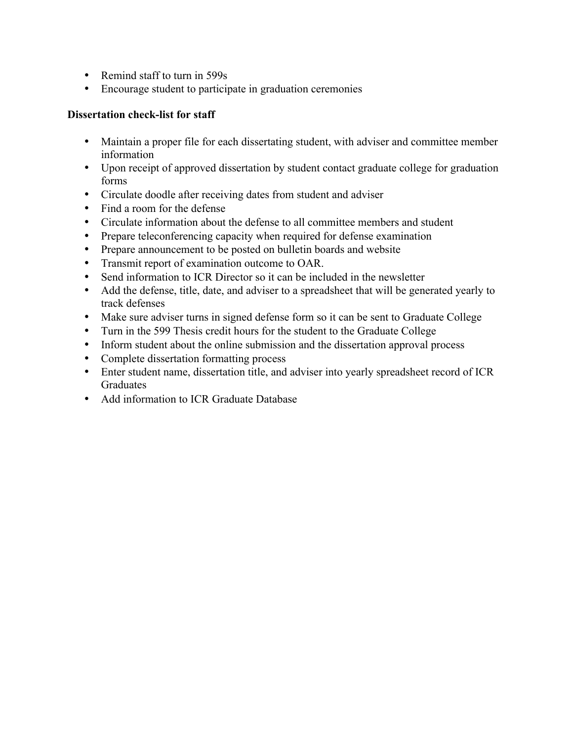- Remind staff to turn in 599s
- Encourage student to participate in graduation ceremonies

**Dissertation check-list for staff**

- Maintain a proper file for each dissertating student, with adviser and committee member information
- Upon receipt of approved dissertation by student contact graduate college for graduation forms
- Circulate doodle after receiving dates from student and adviser
- Find a room for the defense
- Circulate information about the defense to all committee members and student
- Prepare teleconferencing capacity when required for defense examination
- Prepare announcement to be posted on bulletin boards and website
- Transmit report of examination outcome to OAR.
- Send information to ICR Director so it can be included in the newsletter
- Add the defense, title, date, and adviser to a spreadsheet that will be generated yearly to track defenses
- Make sure adviser turns in signed defense form so it can be sent to Graduate College
- Turn in the 599 Thesis credit hours for the student to the Graduate College
- Inform student about the online submission and the dissertation approval process
- Complete dissertation formatting process
- Enter student name, dissertation title, and adviser into yearly spreadsheet record of ICR Graduates
- Add information to ICR Graduate Database